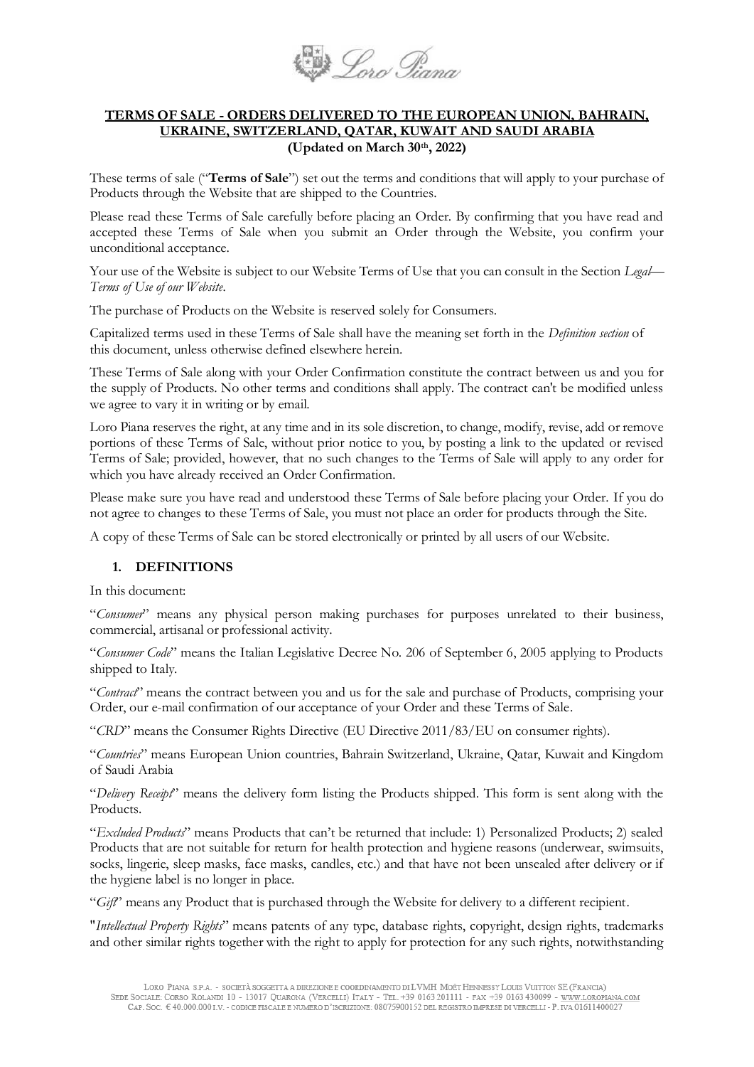# TERMS OF SALE - ORDERS DELIVERED TO THE EUROPEAN UNION, BAHRAIN, UKRAINE, SWITZERLAND, QATAR, KUWAIT AND SAUDI ARABIA

**(Updated on March 30th, 2022)**

These terms of sale ("**Terms of Sale**") set out the terms and conditions that will apply to your purchase of Products through the Website that are shipped to the Countries.

Please read these Terms of Sale carefully before placing an Order. By confirming that you have read and accepted these Terms of Sale when you submit an Order through the Website, you confirm your unconditional acceptance.

Your use of the Website is subject to our Website Terms of Use that you can consult in the Section *Legal— Terms of Use of our Website*.

The purchase of Products on the Website is reserved solely for Consumers.

Capitalized terms used in these Terms of Sale shall have the meaning set forth in the *Definition section* of this document, unless otherwise defined elsewhere herein.

These Terms of Sale along with your Order Confirmation constitute the contract between us and you for the supply of Products. No other terms and conditions shall apply. The contract can't be modified unless we agree to vary it in writing or by email.

Loro Piana reserves the right, at any time and in its sole discretion, to change, modify, revise, add or remove portions of these Terms of Sale, without prior notice to you, by posting a link to the updated or revised Terms of Sale; provided, however, that no such changes to the Terms of Sale will apply to any order for which you have already received an Order Confirmation.

Please make sure you have read and understood these Terms of Sale before placing your Order. If you do not agree to changes to these Terms of Sale, you must not place an order for products through the Site.

A copy of these Terms of Sale can be stored electronically or printed by all users of our Website.

## 1. DEFINITIONS

In this document:

"*Consumer*" means any physical person making purchases for purposes unrelated to their business, commercial, artisanal or professional activity.

"*Consumer Code*" means the Italian Legislative Decree No. 206 of September 6, 2005 applying to Products shipped to Italy.

"*Contract*" means the contract between you and us for the sale and purchase of Products, comprising your Order, our e-mail confirmation of our acceptance of your Order and these Terms of Sale.

"*CRD*" means the Consumer Rights Directive (EU Directive 2011/83/EU on consumer rights).

"*Countries*" means European Union countries, Bahrain Switzerland, Ukraine, Qatar, Kuwait and Kingdom of Saudi Arabia

"*Delivery Receipt*" means the delivery form listing the Products shipped. This form is sent along with the Products.

"*Excluded Products*" means Products that can't be returned that include: 1) Personalized Products; 2) sealed Products that are not suitable for return for health protection and hygiene reasons (underwear, swimsuits, socks, lingerie, sleep masks, face masks, candles, etc.) and that have not been unsealed after delivery or if the hygiene label is no longer in place.

"*Gift*" means any Product that is purchased through the Website for delivery to a different recipient.

"*Intellectual Property Rights*" means patents of any type, database rights, copyright, design rights, trademarks and other similar rights together with the right to apply for protection for any such rights, notwithstanding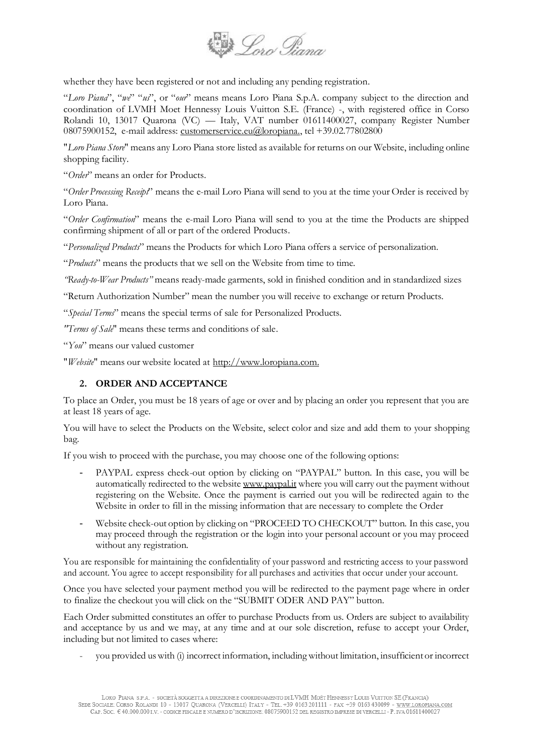whether they have been registered or not and including any pending registration.

"*Loro Piana*", "*we*" "*us*", or "*our*" means means Loro Piana S.p.A. company subject to the direction and coordination of LVMH Moet Hennessy Louis Vuitton S.E. (France) -, with registered office in Corso Rolandi 10, 13017 Quarona (VC) — Italy, VAT number 01611400027, company Register Number 08075900152, e-mail address: customerservice.eu@loropiana., tel +39.02.77802800

"*Loro Piana Store*" means any Loro Piana store listed as available for returns on our Website, including online shopping facility.

"*Order*" means an order for Products.

"*Order Processing Receipt*" means the e-mail Loro Piana will send to you at the time your Order is received by Loro Piana.

"*Order Confirmation*" means the e-mail Loro Piana will send to you at the time the Products are shipped confirming shipment of all or part of the ordered Products.

"*Personalized Products*" means the Products for which Loro Piana offers a service of personalization.

"*Products*" means the products that we sell on the Website from time to time.

*"Ready-to-Wear Products"* means ready-made garments, sold in finished condition and in standardized sizes

"Return Authorization Number" mean the number you will receive to exchange or return Products.

"*Special Terms*" means the special terms of sale for Personalized Products.

*"Terms of Sale*" means these terms and conditions of sale.

"*You*" means our valued customer

"*Website*" means our website located at http://www.loropiana.com.

## 2. ORDER AND ACCEPTANCE

To place an Order, you must be 18 years of age or over and by placing an order you represent that you are at least 18 years of age.

You will have to select the Products on the Website, select color and size and add them to your shopping bag.

If you wish to proceed with the purchase, you may choose one of the following options:

- PAYPAL express check-out option by clicking on "PAYPAL" button. In this case, you will be automatically redirected to the website www.paypal.it where you will carry out the payment without registering on the Website. Once the payment is carried out you will be redirected again to the Website in order to fill in the missing information that are necessary to complete the Order
- Website check-out option by clicking on "PROCEED TO CHECKOUT" button. In this case, you may proceed through the registration or the login into your personal account or you may proceed without any registration.

You are responsible for maintaining the confidentiality of your password and restricting access to your password and account. You agree to accept responsibility for all purchases and activities that occur under your account.

Once you have selected your payment method you will be redirected to the payment page where in order to finalize the checkout you will click on the "SUBMIT ODER AND PAY" button.

Each Order submitted constitutes an offer to purchase Products from us. Orders are subject to availability and acceptance by us and we may, at any time and at our sole discretion, refuse to accept your Order, including but not limited to cases where:

- you provided us with (i) incorrect information, including without limitation, insufficient or incorrect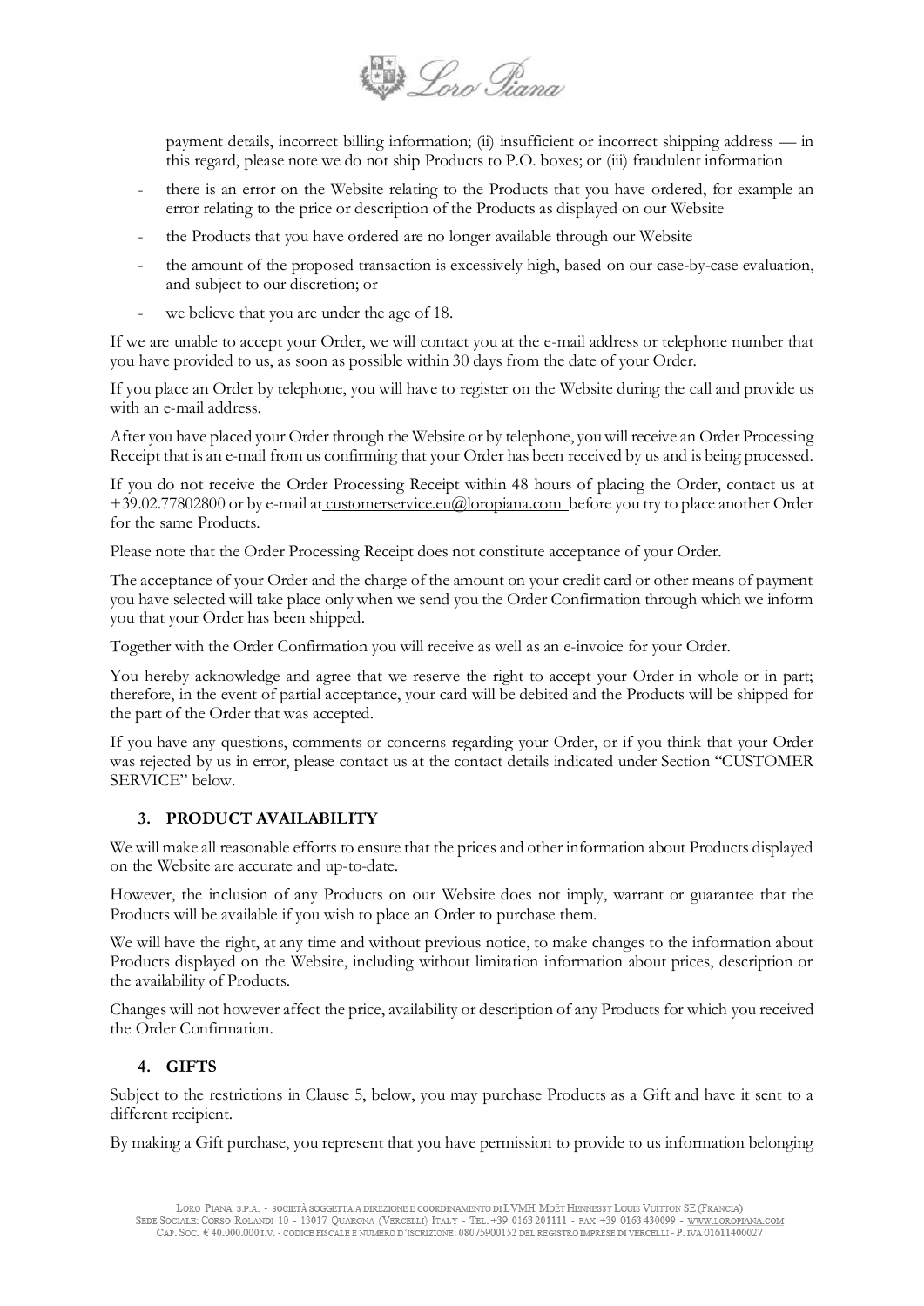payment details, incorrect billing information; (ii) insufficient or incorrect shipping address — in this regard, please note we do not ship Products to P.O. boxes; or (iii) fraudulent information

- there is an error on the Website relating to the Products that you have ordered, for example an error relating to the price or description of the Products as displayed on our Website
- the Products that you have ordered are no longer available through our Website
- the amount of the proposed transaction is excessively high, based on our case-by-case evaluation, and subject to our discretion; or
- we believe that you are under the age of 18.

If we are unable to accept your Order, we will contact you at the e-mail address or telephone number that you have provided to us, as soon as possible within 30 days from the date of your Order.

If you place an Order by telephone, you will have to register on the Website during the call and provide us with an e-mail address.

After you have placed your Order through the Website or by telephone, you will receive an Order Processing Receipt that is an e-mail from us confirming that your Order has been received by us and is being processed.

If you do not receive the Order Processing Receipt within 48 hours of placing the Order, contact us at +39.02.77802800 or by e-mail at customerservice.eu@loropiana.com before you try to place another Order for the same Products.

Please note that the Order Processing Receipt does not constitute acceptance of your Order.

The acceptance of your Order and the charge of the amount on your credit card or other means of payment you have selected will take place only when we send you the Order Confirmation through which we inform you that your Order has been shipped.

Together with the Order Confirmation you will receive as well as an e-invoice for your Order.

You hereby acknowledge and agree that we reserve the right to accept your Order in whole or in part; therefore, in the event of partial acceptance, your card will be debited and the Products will be shipped for the part of the Order that was accepted.

If you have any questions, comments or concerns regarding your Order, or if you think that your Order was rejected by us in error, please contact us at the contact details indicated under Section "CUSTOMER SERVICE" below.

## 3. PRODUCT AVAILABILITY

We will make all reasonable efforts to ensure that the prices and other information about Products displayed on the Website are accurate and up-to-date.

However, the inclusion of any Products on our Website does not imply, warrant or guarantee that the Products will be available if you wish to place an Order to purchase them.

We will have the right, at any time and without previous notice, to make changes to the information about Products displayed on the Website, including without limitation information about prices, description or the availability of Products.

Changes will not however affect the price, availability or description of any Products for which you received the Order Confirmation.

## 4. GIFTS

Subject to the restrictions in Clause 5, below, you may purchase Products as a Gift and have it sent to a different recipient.

By making a Gift purchase, you represent that you have permission to provide to us information belonging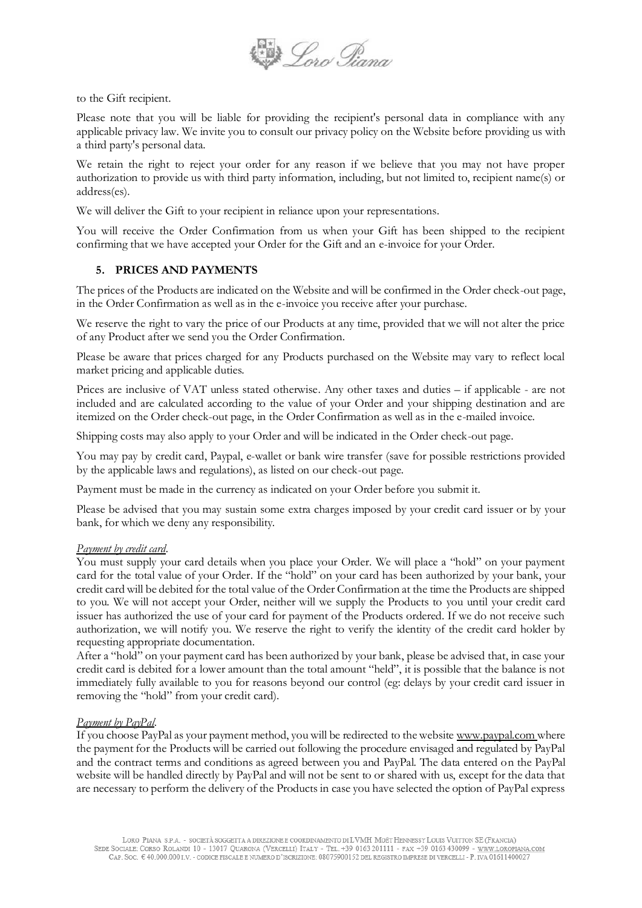to the Gift recipient.

Please note that you will be liable for providing the recipient's personal data in compliance with any applicable privacy law. We invite you to consult our privacy policy on the Website before providing us with a third party's personal data.

We retain the right to reject your order for any reason if we believe that you may not have proper authorization to provide us with third party information, including, but not limited to, recipient name(s) or address(es).

We will deliver the Gift to your recipient in reliance upon your representations.

You will receive the Order Confirmation from us when your Gift has been shipped to the recipient confirming that we have accepted your Order for the Gift and an e-invoice for your Order.

## 5. PRICES AND PAYMENTS

The prices of the Products are indicated on the Website and will be confirmed in the Order check-out page, in the Order Confirmation as well as in the e-invoice you receive after your purchase.

We reserve the right to vary the price of our Products at any time, provided that we will not alter the price of any Product after we send you the Order Confirmation.

Please be aware that prices charged for any Products purchased on the Website may vary to reflect local market pricing and applicable duties.

Prices are inclusive of VAT unless stated otherwise. Any other taxes and duties – if applicable - are not included and are calculated according to the value of your Order and your shipping destination and are itemized on the Order check-out page, in the Order Confirmation as well as in the e-mailed invoice.

Shipping costs may also apply to your Order and will be indicated in the Order check-out page.

You may pay by credit card, Paypal, e-wallet or bank wire transfer (save for possible restrictions provided by the applicable laws and regulations), as listed on our check-out page.

Payment must be made in the currency as indicated on your Order before you submit it.

Please be advised that you may sustain some extra charges imposed by your credit card issuer or by your bank, for which we deny any responsibility.

*Payment by credit card.*
You must supply your card details when you place your Order. We will place a "hold" on your payment card for the total value of your Order. If the "hold" on your card has been authorized by your bank, your credit card will be debited for the total value of the Order Confirmation at the time the Products are shipped to you. We will not accept your Order, neither will we supply the Products to you until your credit card issuer has authorized the use of your card for payment of the Products ordered. If we do not receive such authorization, we will notify you. We reserve the right to verify the identity of the credit card holder by requesting appropriate documentation.
After a "hold" on your payment card has been authorized by your bank, please be advised that, in case your credit card is debited for a lower amount than the total amount "held", it is possible that the balance is not immediately fully available to you for reasons beyond our control (eg: delays by your credit card issuer in removing the "hold" from your credit card).

*Payment by PayPal.*
If you choose PayPal as your payment method, you will be redirected to the website www.paypal.com where the payment for the Products will be carried out following the procedure envisaged and regulated by PayPal and the contract terms and conditions as agreed between you and PayPal. The data entered on the PayPal website will be handled directly by PayPal and will not be sent to or shared with us, except for the data that are necessary to perform the delivery of the Products in case you have selected the option of PayPal express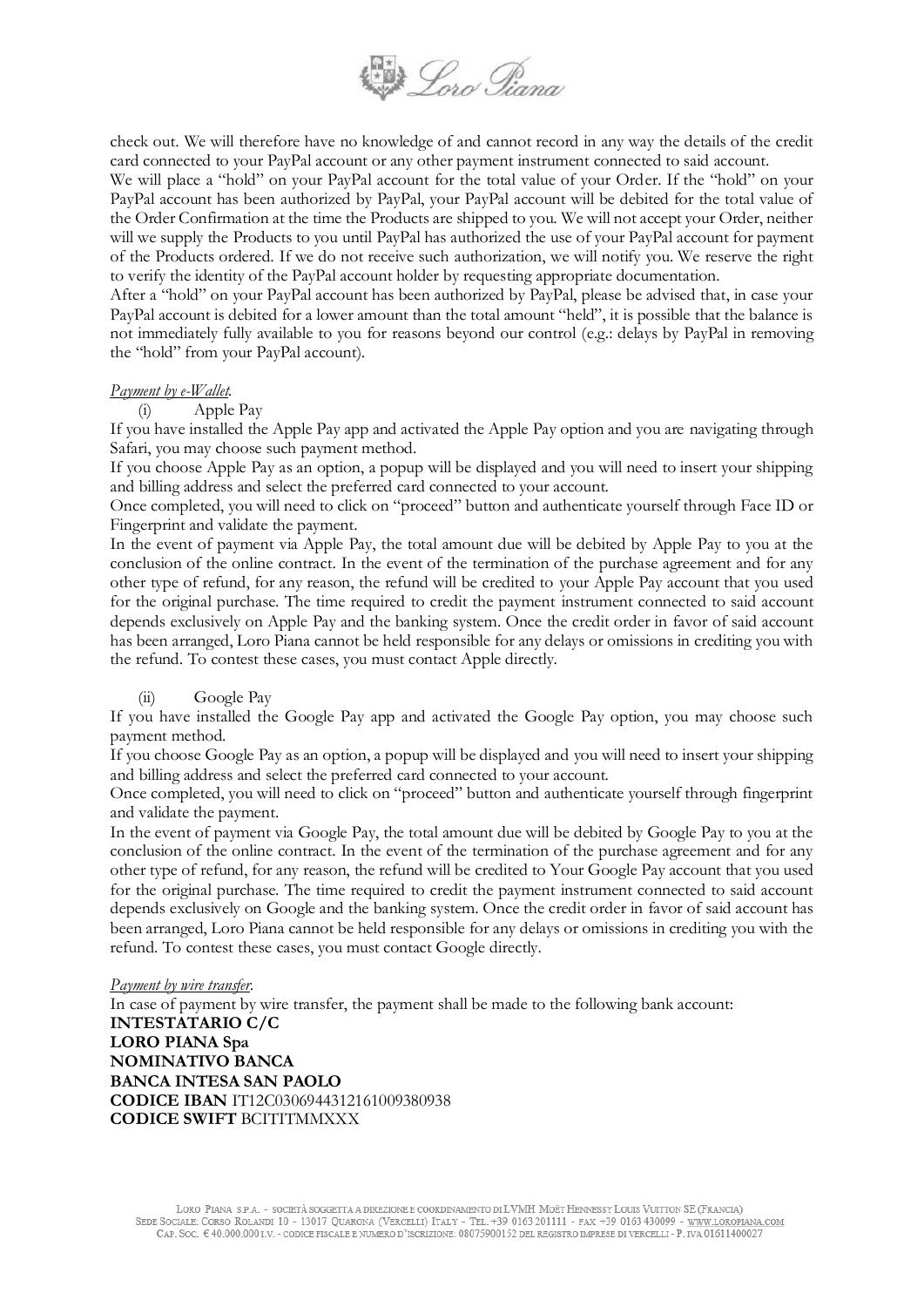check out. We will therefore have no knowledge of and cannot record in any way the details of the credit card connected to your PayPal account or any other payment instrument connected to said account.

We will place a "hold" on your PayPal account for the total value of your Order. If the "hold" on your PayPal account has been authorized by PayPal, your PayPal account will be debited for the total value of the Order Confirmation at the time the Products are shipped to you. We will not accept your Order, neither will we supply the Products to you until PayPal has authorized the use of your PayPal account for payment of the Products ordered. If we do not receive such authorization, we will notify you. We reserve the right to verify the identity of the PayPal account holder by requesting appropriate documentation.

After a "hold" on your PayPal account has been authorized by PayPal, please be advised that, in case your PayPal account is debited for a lower amount than the total amount "held", it is possible that the balance is not immediately fully available to you for reasons beyond our control (e.g.: delays by PayPal in removing the "hold" from your PayPal account).

*Payment by e-Wallet.*

(i) Apple Pay

If you have installed the Apple Pay app and activated the Apple Pay option and you are navigating through Safari, you may choose such payment method.

If you choose Apple Pay as an option, a popup will be displayed and you will need to insert your shipping and billing address and select the preferred card connected to your account.

Once completed, you will need to click on "proceed" button and authenticate yourself through Face ID or Fingerprint and validate the payment.

In the event of payment via Apple Pay, the total amount due will be debited by Apple Pay to you at the conclusion of the online contract. In the event of the termination of the purchase agreement and for any other type of refund, for any reason, the refund will be credited to your Apple Pay account that you used for the original purchase. The time required to credit the payment instrument connected to said account depends exclusively on Apple Pay and the banking system. Once the credit order in favor of said account has been arranged, Loro Piana cannot be held responsible for any delays or omissions in crediting you with the refund. To contest these cases, you must contact Apple directly.

(ii) Google Pay

If you have installed the Google Pay app and activated the Google Pay option, you may choose such payment method.

If you choose Google Pay as an option, a popup will be displayed and you will need to insert your shipping and billing address and select the preferred card connected to your account.

Once completed, you will need to click on "proceed" button and authenticate yourself through fingerprint and validate the payment.

In the event of payment via Google Pay, the total amount due will be debited by Google Pay to you at the conclusion of the online contract. In the event of the termination of the purchase agreement and for any other type of refund, for any reason, the refund will be credited to Your Google Pay account that you used for the original purchase. The time required to credit the payment instrument connected to said account depends exclusively on Google and the banking system. Once the credit order in favor of said account has been arranged, Loro Piana cannot be held responsible for any delays or omissions in crediting you with the refund. To contest these cases, you must contact Google directly.

*Payment by wire transfer.*

In case of payment by wire transfer, the payment shall be made to the following bank account:

**INTESTATARIO C/C**
**LORO PIANA Spa**
**NOMINATIVO BANCA**
**BANCA INTESA SAN PAOLO**
**CODICE IBAN** IT12C0306944312161009380938
**CODICE SWIFT** BCITITMMXXX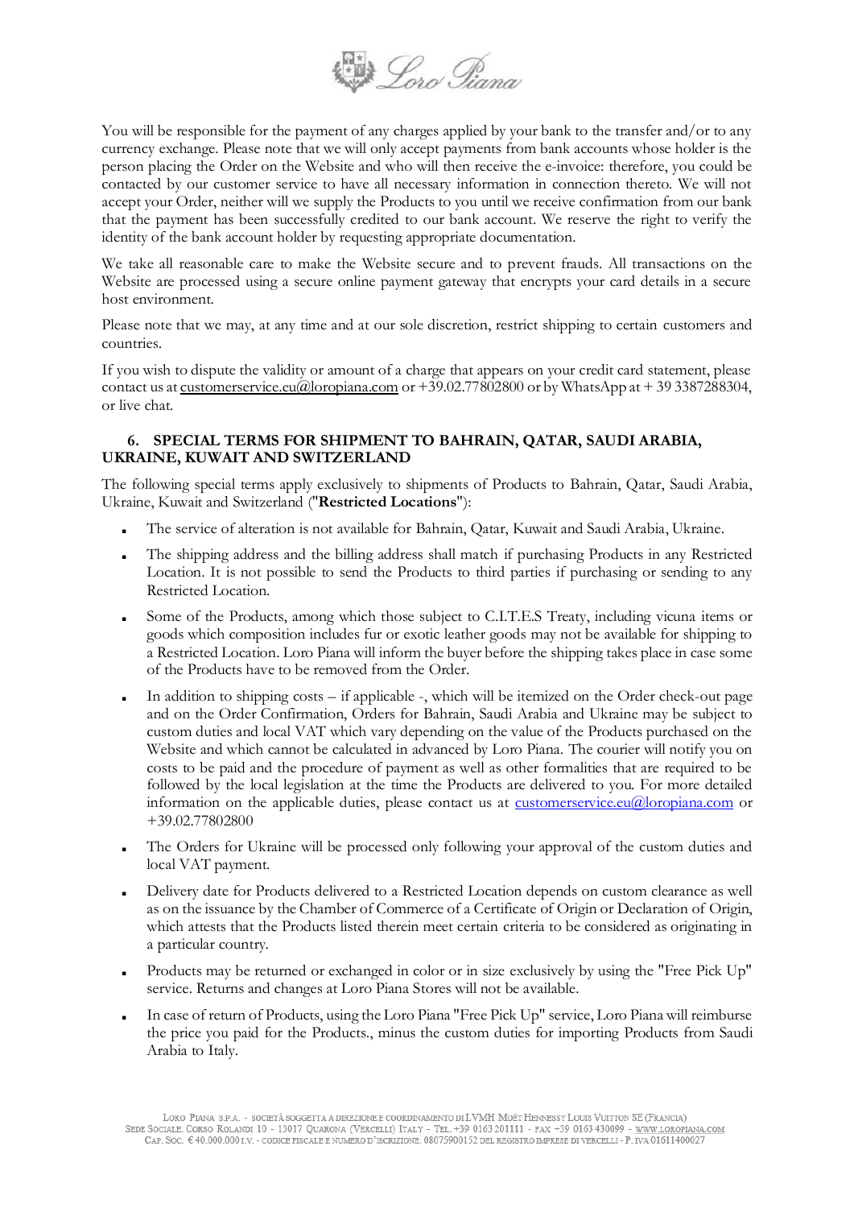You will be responsible for the payment of any charges applied by your bank to the transfer and/or to any currency exchange. Please note that we will only accept payments from bank accounts whose holder is the person placing the Order on the Website and who will then receive the e-invoice: therefore, you could be contacted by our customer service to have all necessary information in connection thereto. We will not accept your Order, neither will we supply the Products to you until we receive confirmation from our bank that the payment has been successfully credited to our bank account. We reserve the right to verify the identity of the bank account holder by requesting appropriate documentation.

We take all reasonable care to make the Website secure and to prevent frauds. All transactions on the Website are processed using a secure online payment gateway that encrypts your card details in a secure host environment.

Please note that we may, at any time and at our sole discretion, restrict shipping to certain customers and countries.

If you wish to dispute the validity or amount of a charge that appears on your credit card statement, please contact us at customerservice.eu@loropiana.com or +39.02.77802800 or by WhatsApp at + 39 3387288304, or live chat.

## 6. SPECIAL TERMS FOR SHIPMENT TO BAHRAIN, QATAR, SAUDI ARABIA, UKRAINE, KUWAIT AND SWITZERLAND

The following special terms apply exclusively to shipments of Products to Bahrain, Qatar, Saudi Arabia, Ukraine, Kuwait and Switzerland ("**Restricted Locations**"):

- The service of alteration is not available for Bahrain, Qatar, Kuwait and Saudi Arabia, Ukraine.
- The shipping address and the billing address shall match if purchasing Products in any Restricted Location. It is not possible to send the Products to third parties if purchasing or sending to any Restricted Location.
- Some of the Products, among which those subject to C.I.T.E.S Treaty, including vicuna items or goods which composition includes fur or exotic leather goods may not be available for shipping to a Restricted Location. Loro Piana will inform the buyer before the shipping takes place in case some of the Products have to be removed from the Order.
- In addition to shipping costs – if applicable -, which will be itemized on the Order check-out page and on the Order Confirmation, Orders for Bahrain, Saudi Arabia and Ukraine may be subject to custom duties and local VAT which vary depending on the value of the Products purchased on the Website and which cannot be calculated in advanced by Loro Piana. The courier will notify you on costs to be paid and the procedure of payment as well as other formalities that are required to be followed by the local legislation at the time the Products are delivered to you. For more detailed information on the applicable duties, please contact us at customerservice.eu@loropiana.com or +39.02.77802800
- The Orders for Ukraine will be processed only following your approval of the custom duties and local VAT payment.
- Delivery date for Products delivered to a Restricted Location depends on custom clearance as well as on the issuance by the Chamber of Commerce of a Certificate of Origin or Declaration of Origin, which attests that the Products listed therein meet certain criteria to be considered as originating in a particular country.
- Products may be returned or exchanged in color or in size exclusively by using the "Free Pick Up" service. Returns and changes at Loro Piana Stores will not be available.
- In case of return of Products, using the Loro Piana "Free Pick Up" service, Loro Piana will reimburse the price you paid for the Products., minus the custom duties for importing Products from Saudi Arabia to Italy.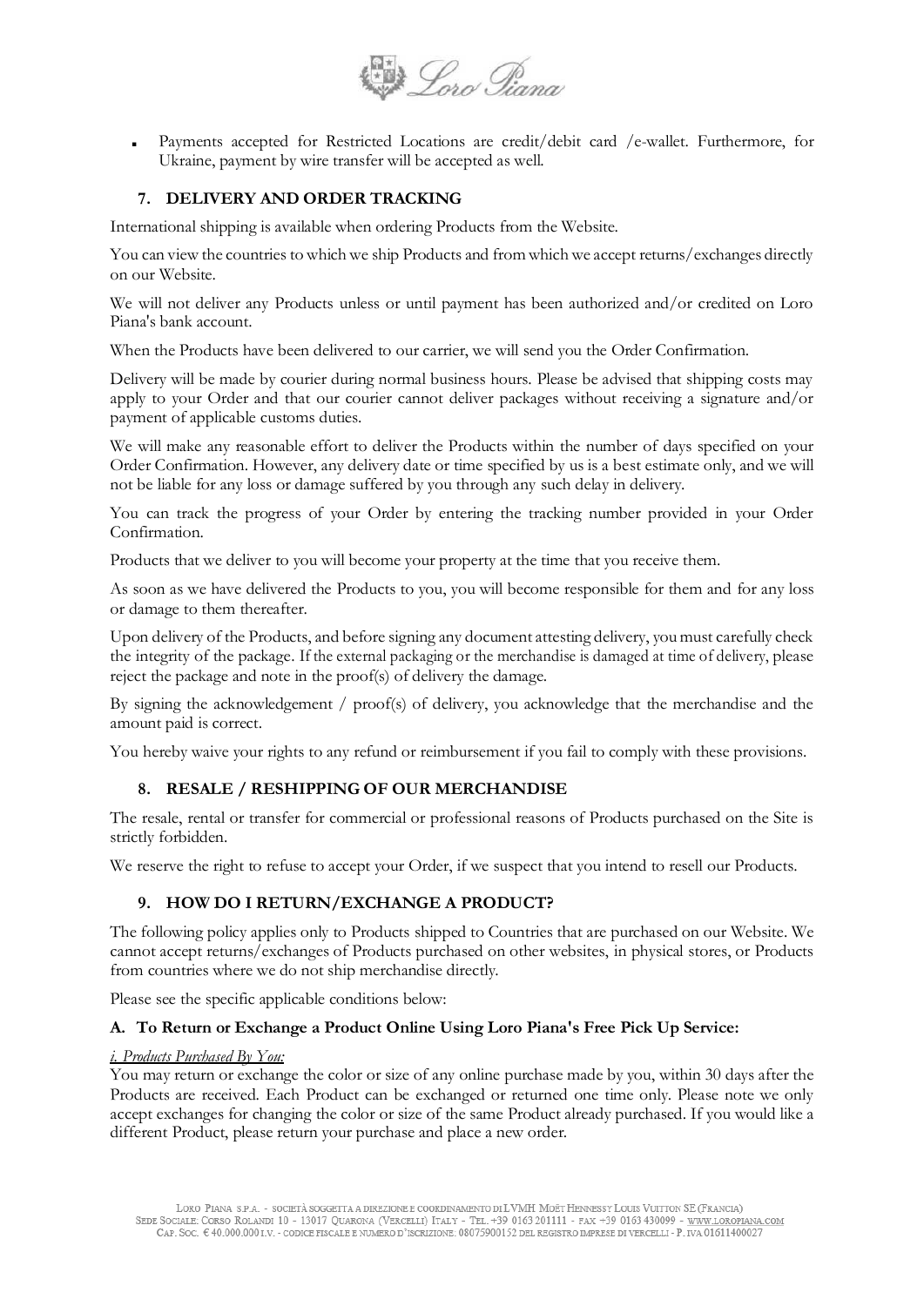- Payments accepted for Restricted Locations are credit/debit card /e-wallet. Furthermore, for Ukraine, payment by wire transfer will be accepted as well.

## 7. DELIVERY AND ORDER TRACKING

International shipping is available when ordering Products from the Website.

You can view the countries to which we ship Products and from which we accept returns/exchanges directly on our Website.

We will not deliver any Products unless or until payment has been authorized and/or credited on Loro Piana's bank account.

When the Products have been delivered to our carrier, we will send you the Order Confirmation.

Delivery will be made by courier during normal business hours. Please be advised that shipping costs may apply to your Order and that our courier cannot deliver packages without receiving a signature and/or payment of applicable customs duties.

We will make any reasonable effort to deliver the Products within the number of days specified on your Order Confirmation. However, any delivery date or time specified by us is a best estimate only, and we will not be liable for any loss or damage suffered by you through any such delay in delivery.

You can track the progress of your Order by entering the tracking number provided in your Order Confirmation.

Products that we deliver to you will become your property at the time that you receive them.

As soon as we have delivered the Products to you, you will become responsible for them and for any loss or damage to them thereafter.

Upon delivery of the Products, and before signing any document attesting delivery, you must carefully check the integrity of the package. If the external packaging or the merchandise is damaged at time of delivery, please reject the package and note in the proof(s) of delivery the damage.

By signing the acknowledgement / proof(s) of delivery, you acknowledge that the merchandise and the amount paid is correct.

You hereby waive your rights to any refund or reimbursement if you fail to comply with these provisions.

## 8. RESALE / RESHIPPING OF OUR MERCHANDISE

The resale, rental or transfer for commercial or professional reasons of Products purchased on the Site is strictly forbidden.

We reserve the right to refuse to accept your Order, if we suspect that you intend to resell our Products.

## 9. HOW DO I RETURN/EXCHANGE A PRODUCT?

The following policy applies only to Products shipped to Countries that are purchased on our Website. We cannot accept returns/exchanges of Products purchased on other websites, in physical stores, or Products from countries where we do not ship merchandise directly.

Please see the specific applicable conditions below:

### A. To Return or Exchange a Product Online Using Loro Piana's Free Pick Up Service:

*i. Products Purchased By You:*

You may return or exchange the color or size of any online purchase made by you, within 30 days after the Products are received. Each Product can be exchanged or returned one time only. Please note we only accept exchanges for changing the color or size of the same Product already purchased. If you would like a different Product, please return your purchase and place a new order.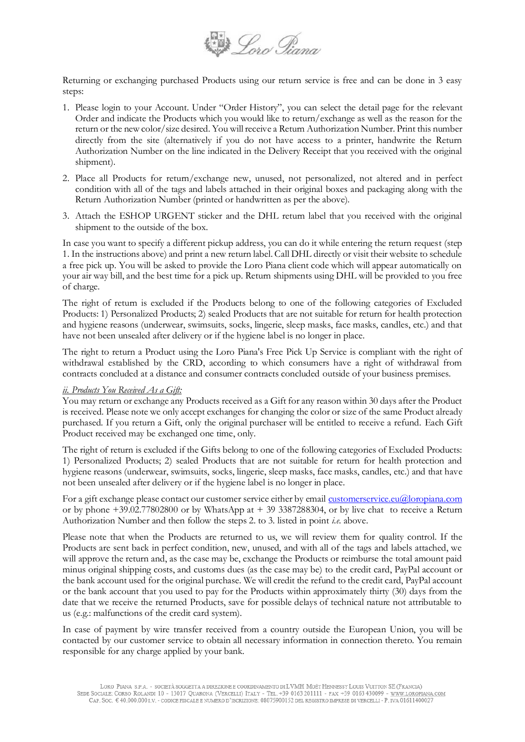Returning or exchanging purchased Products using our return service is free and can be done in 3 easy steps:

1. Please login to your Account. Under "Order History", you can select the detail page for the relevant Order and indicate the Products which you would like to return/exchange as well as the reason for the return or the new color/size desired. You will receive a Return Authorization Number. Print this number directly from the site (alternatively if you do not have access to a printer, handwrite the Return Authorization Number on the line indicated in the Delivery Receipt that you received with the original shipment).
2. Place all Products for return/exchange new, unused, not personalized, not altered and in perfect condition with all of the tags and labels attached in their original boxes and packaging along with the Return Authorization Number (printed or handwritten as per the above).
3. Attach the ESHOP URGENT sticker and the DHL return label that you received with the original shipment to the outside of the box.

In case you want to specify a different pickup address, you can do it while entering the return request (step 1. In the instructions above) and print a new return label. Call DHL directly or visit their website to schedule a free pick up. You will be asked to provide the Loro Piana client code which will appear automatically on your air way bill, and the best time for a pick up. Return shipments using DHL will be provided to you free of charge.

The right of return is excluded if the Products belong to one of the following categories of Excluded Products: 1) Personalized Products; 2) sealed Products that are not suitable for return for health protection and hygiene reasons (underwear, swimsuits, socks, lingerie, sleep masks, face masks, candles, etc.) and that have not been unsealed after delivery or if the hygiene label is no longer in place.

The right to return a Product using the Loro Piana's Free Pick Up Service is compliant with the right of withdrawal established by the CRD, according to which consumers have a right of withdrawal from contracts concluded at a distance and consumer contracts concluded outside of your business premises.

*ii. Products You Received As a Gift:*

You may return or exchange any Products received as a Gift for any reason within 30 days after the Product is received. Please note we only accept exchanges for changing the color or size of the same Product already purchased. If you return a Gift, only the original purchaser will be entitled to receive a refund. Each Gift Product received may be exchanged one time, only.

The right of return is excluded if the Gifts belong to one of the following categories of Excluded Products: 1) Personalized Products; 2) sealed Products that are not suitable for return for health protection and hygiene reasons (underwear, swimsuits, socks, lingerie, sleep masks, face masks, candles, etc.) and that have not been unsealed after delivery or if the hygiene label is no longer in place.

For a gift exchange please contact our customer service either by email customerservice.eu@loropiana.com or by phone +39.02.77802800 or by WhatsApp at + 39 3387288304, or by live chat to receive a Return Authorization Number and then follow the steps 2. to 3. listed in point *i.e.* above.

Please note that when the Products are returned to us, we will review them for quality control. If the Products are sent back in perfect condition, new, unused, and with all of the tags and labels attached, we will approve the return and, as the case may be, exchange the Products or reimburse the total amount paid minus original shipping costs, and customs dues (as the case may be) to the credit card, PayPal account or the bank account used for the original purchase. We will credit the refund to the credit card, PayPal account or the bank account that you used to pay for the Products within approximately thirty (30) days from the date that we receive the returned Products, save for possible delays of technical nature not attributable to us (e.g.: malfunctions of the credit card system).

In case of payment by wire transfer received from a country outside the European Union, you will be contacted by our customer service to obtain all necessary information in connection thereto. You remain responsible for any charge applied by your bank.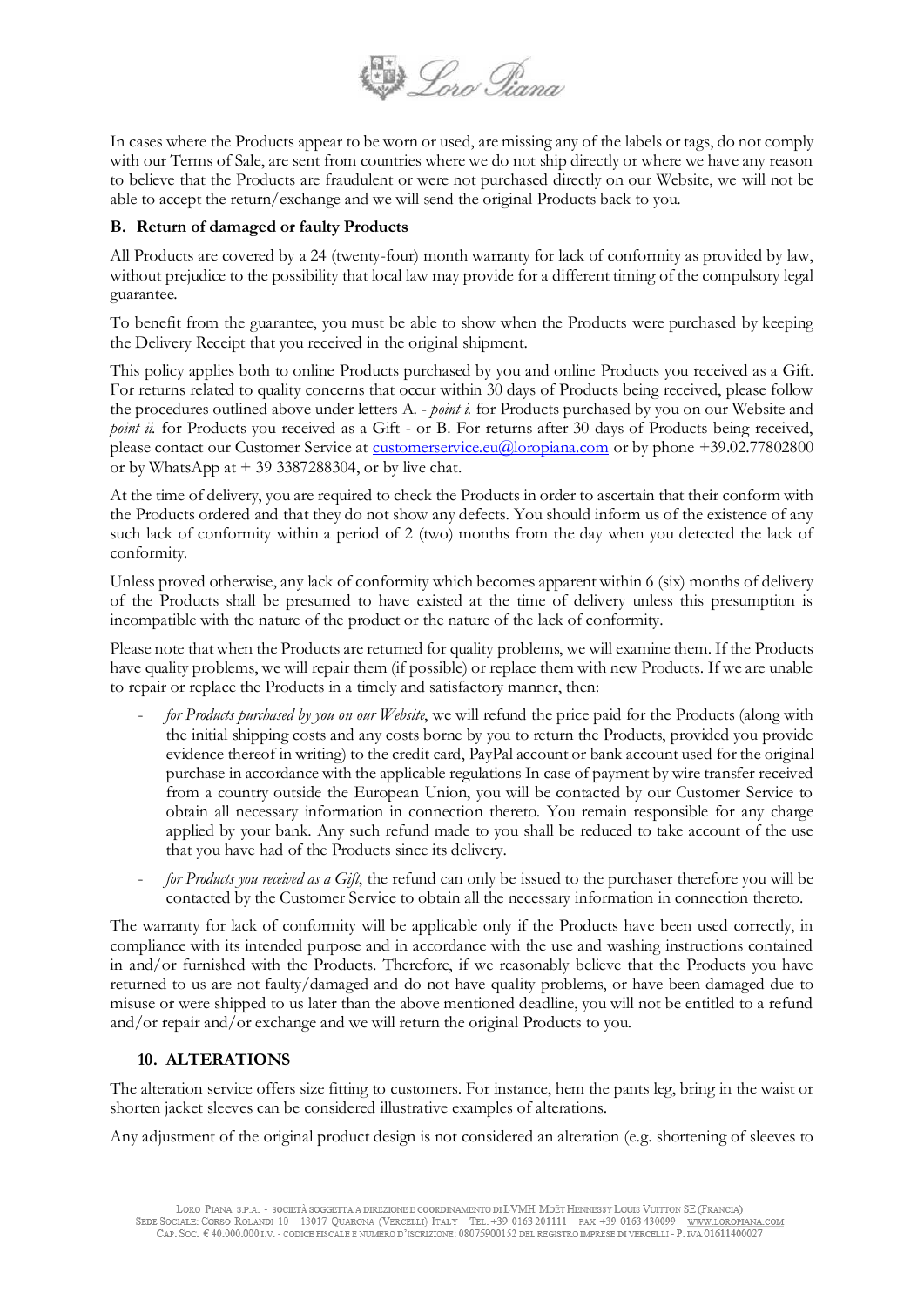In cases where the Products appear to be worn or used, are missing any of the labels or tags, do not comply with our Terms of Sale, are sent from countries where we do not ship directly or where we have any reason to believe that the Products are fraudulent or were not purchased directly on our Website, we will not be able to accept the return/exchange and we will send the original Products back to you.

### B. Return of damaged or faulty Products

All Products are covered by a 24 (twenty-four) month warranty for lack of conformity as provided by law, without prejudice to the possibility that local law may provide for a different timing of the compulsory legal guarantee.

To benefit from the guarantee, you must be able to show when the Products were purchased by keeping the Delivery Receipt that you received in the original shipment.

This policy applies both to online Products purchased by you and online Products you received as a Gift. For returns related to quality concerns that occur within 30 days of Products being received, please follow the procedures outlined above under letters A. - *point i.* for Products purchased by you on our Website and *point ii.* for Products you received as a Gift - or B. For returns after 30 days of Products being received, please contact our Customer Service at customerservice.eu@loropiana.com or by phone +39.02.77802800 or by WhatsApp at + 39 3387288304, or by live chat.

At the time of delivery, you are required to check the Products in order to ascertain that their conform with the Products ordered and that they do not show any defects. You should inform us of the existence of any such lack of conformity within a period of 2 (two) months from the day when you detected the lack of conformity.

Unless proved otherwise, any lack of conformity which becomes apparent within 6 (six) months of delivery of the Products shall be presumed to have existed at the time of delivery unless this presumption is incompatible with the nature of the product or the nature of the lack of conformity.

Please note that when the Products are returned for quality problems, we will examine them. If the Products have quality problems, we will repair them (if possible) or replace them with new Products. If we are unable to repair or replace the Products in a timely and satisfactory manner, then:

- *for Products purchased by you on our Website*, we will refund the price paid for the Products (along with the initial shipping costs and any costs borne by you to return the Products, provided you provide evidence thereof in writing) to the credit card, PayPal account or bank account used for the original purchase in accordance with the applicable regulations In case of payment by wire transfer received from a country outside the European Union, you will be contacted by our Customer Service to obtain all necessary information in connection thereto. You remain responsible for any charge applied by your bank. Any such refund made to you shall be reduced to take account of the use that you have had of the Products since its delivery.
- *for Products you received as a Gift*, the refund can only be issued to the purchaser therefore you will be contacted by the Customer Service to obtain all the necessary information in connection thereto.

The warranty for lack of conformity will be applicable only if the Products have been used correctly, in compliance with its intended purpose and in accordance with the use and washing instructions contained in and/or furnished with the Products. Therefore, if we reasonably believe that the Products you have returned to us are not faulty/damaged and do not have quality problems, or have been damaged due to misuse or were shipped to us later than the above mentioned deadline, you will not be entitled to a refund and/or repair and/or exchange and we will return the original Products to you.

## 10. ALTERATIONS

The alteration service offers size fitting to customers. For instance, hem the pants leg, bring in the waist or shorten jacket sleeves to be considered illustrative examples of alterations.

Any adjustment of the original product design is not considered an alteration (e.g. shortening of sleeves to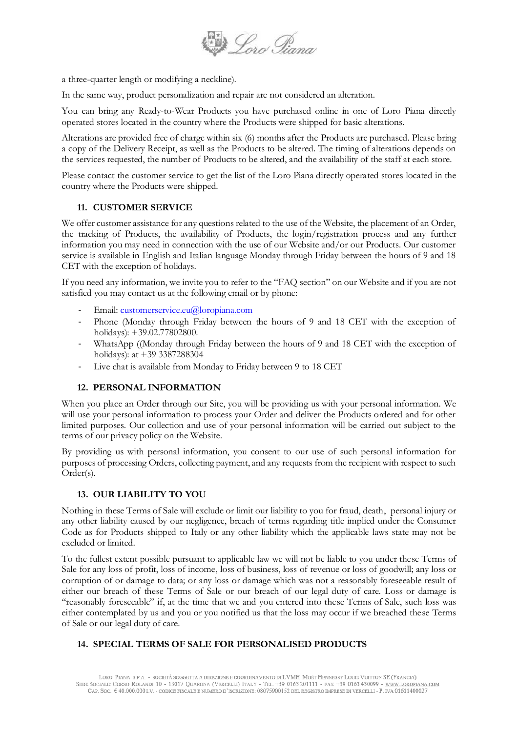a three-quarter length or modifying a neckline).

In the same way, product personalization and repair are not considered an alteration.

You can bring any Ready-to-Wear Products you have purchased online in one of Loro Piana directly operated stores located in the country where the Products were shipped for basic alterations.

Alterations are provided free of charge within six (6) months after the Products are purchased. Please bring a copy of the Delivery Receipt, as well as the Products to be altered. The timing of alterations depends on the services requested, the number of Products to be altered, and the availability of the staff at each store.

Please contact the customer service to get the list of the Loro Piana directly operated stores located in the country where the Products were shipped.

## 11. CUSTOMER SERVICE

We offer customer assistance for any questions related to the use of the Website, the placement of an Order, the tracking of Products, the availability of Products, the login/registration process and any further information you may need in connection with the use of our Website and/or our Products. Our customer service is available in English and Italian language Monday through Friday between the hours of 9 and 18 CET with the exception of holidays.

If you need any information, we invite you to refer to the "FAQ section" on our Website and if you are not satisfied you may contact us at the following email or by phone:

- Email: customerservice.eu@loropiana.com
- Phone (Monday through Friday between the hours of 9 and 18 CET with the exception of holidays): +39.02.77802800.
- WhatsApp ((Monday through Friday between the hours of 9 and 18 CET with the exception of holidays): at +39 3387288304
- Live chat is available from Monday to Friday between 9 to 18 CET

## 12. PERSONAL INFORMATION

When you place an Order through our Site, you will be providing us with your personal information. We will use your personal information to process your Order and deliver the Products ordered and for other limited purposes. Our collection and use of your personal information will be carried out subject to the terms of our privacy policy on the Website.

By providing us with personal information, you consent to our use of such personal information for purposes of processing Orders, collecting payment, and any requests from the recipient with respect to such Order(s).

## 13. OUR LIABILITY TO YOU

Nothing in these Terms of Sale will exclude or limit our liability to you for fraud, death, personal injury or any other liability caused by our negligence, breach of terms regarding title implied under the Consumer Code as for Products shipped to Italy or any other liability which the applicable laws state may not be excluded or limited.

To the fullest extent possible pursuant to applicable law we will not be liable to you under these Terms of Sale for any loss of profit, loss of income, loss of business, loss of revenue or loss of goodwill; any loss or corruption of or damage to data; or any loss or damage which was not a reasonably foreseeable result of either our breach of these Terms of Sale or our breach of our legal duty of care. Loss or damage is "reasonably foreseeable" if, at the time that we and you entered into these Terms of Sale, such loss was either contemplated by us and you or you notified us that the loss may occur if we breached these Terms of Sale or our legal duty of care.

## 14. SPECIAL TERMS OF SALE FOR PERSONALISED PRODUCTS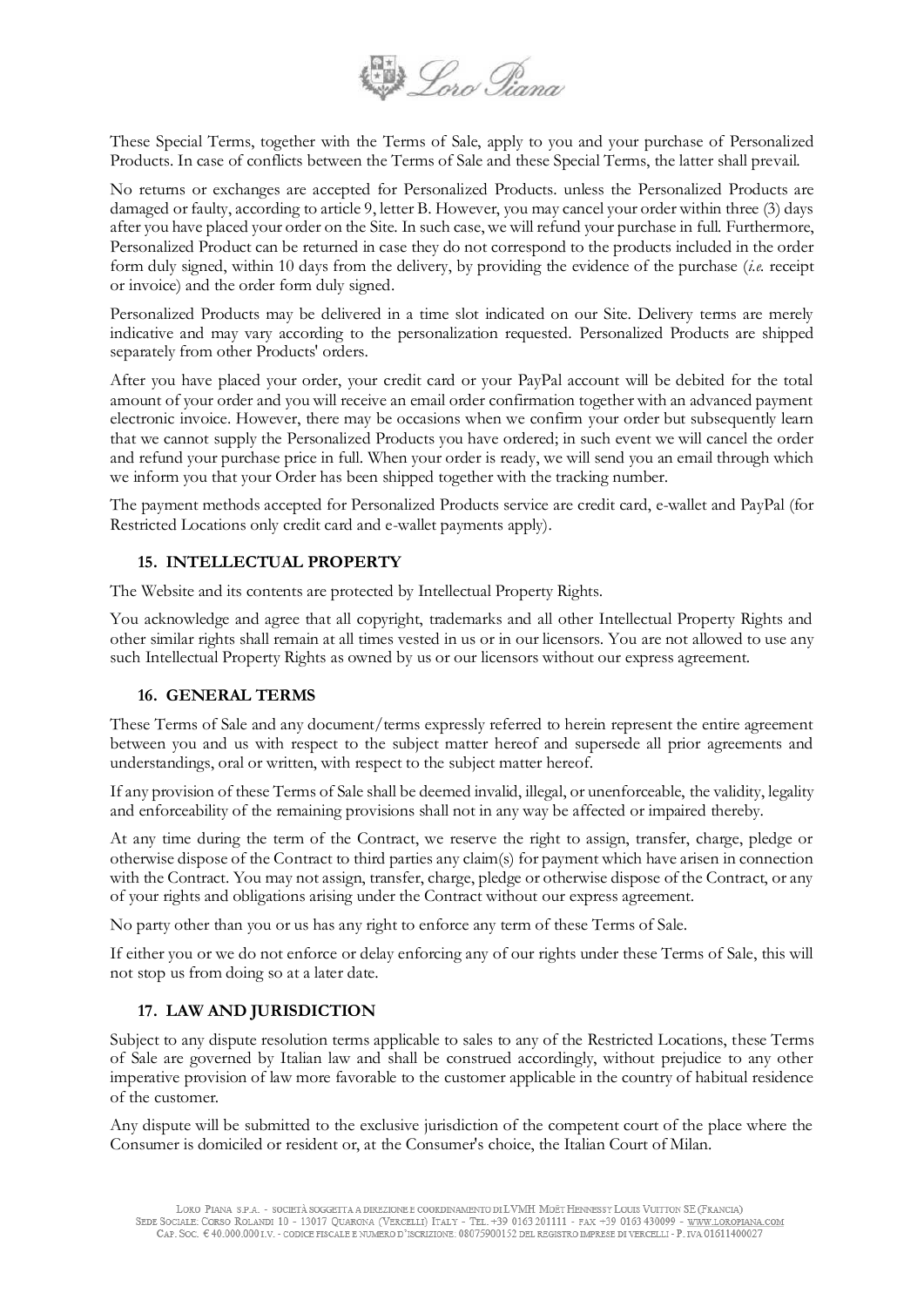These Special Terms, together with the Terms of Sale, apply to you and your purchase of Personalized Products. In case of conflicts between the Terms of Sale and these Special Terms, the latter shall prevail.

No returns or exchanges are accepted for Personalized Products. unless the Personalized Products are damaged or faulty, according to article 9, letter B. However, you may cancel your order within three (3) days after you have placed your order on the Site. In such case, we will refund your purchase in full. Furthermore, Personalized Product can be returned in case they do not correspond to the products included in the order form duly signed, within 10 days from the delivery, by providing the evidence of the purchase (*i.e.* receipt or invoice) and the order form duly signed.

Personalized Products may be delivered in a time slot indicated on our Site. Delivery terms are merely indicative and may vary according to the personalization requested. Personalized Products are shipped separately from other Products' orders.

After you have placed your order, your credit card or your PayPal account will be debited for the total amount of your order and you will receive an email order confirmation together with an advanced payment electronic invoice. However, there may be occasions when we confirm your order but subsequently learn that we cannot supply the Personalized Products you have ordered; in such event we will cancel the order and refund your purchase price in full. When your order is ready, we will send you an email through which we inform you that your Order has been shipped together with the tracking number.

The payment methods accepted for Personalized Products service are credit card, e-wallet and PayPal (for Restricted Locations only credit card and e-wallet payments apply).

## 15. INTELLECTUAL PROPERTY

The Website and its contents are protected by Intellectual Property Rights.

You acknowledge and agree that all copyright, trademarks and all other Intellectual Property Rights and other similar rights shall remain at all times vested in us or in our licensors. You are not allowed to use any such Intellectual Property Rights as owned by us or our licensors without our express agreement.

## 16. GENERAL TERMS

These Terms of Sale and any document/terms expressly referred to herein represent the entire agreement between you and us with respect to the subject matter hereof and supersede all prior agreements and understandings, oral or written, with respect to the subject matter hereof.

If any provision of these Terms of Sale shall be deemed invalid, illegal, or unenforceable, the validity, legality and enforceability of the remaining provisions shall not in any way be affected or impaired thereby.

At any time during the term of the Contract, we reserve the right to assign, transfer, charge, pledge or otherwise dispose of the Contract to third parties any claim(s) for payment which have arisen in connection with the Contract. You may not assign, transfer, charge, pledge or otherwise dispose of the Contract, or any of your rights and obligations arising under the Contract without our express agreement.

No party other than you or us has any right to enforce any term of these Terms of Sale.

If either you or we do not enforce or delay enforcing any of our rights under these Terms of Sale, this will not stop us from doing so at a later date.

## 17. LAW AND JURISDICTION

Subject to any dispute resolution terms applicable to sales to any of the Restricted Locations, these Terms of Sale are governed by Italian law and shall be construed accordingly, without prejudice to any other imperative provision of law more favorable to the customer applicable in the country of habitual residence of the customer.

Any dispute will be submitted to the exclusive jurisdiction of the competent court of the place where the Consumer is domiciled or resident or, at the Consumer's choice, the Italian Court of Milan.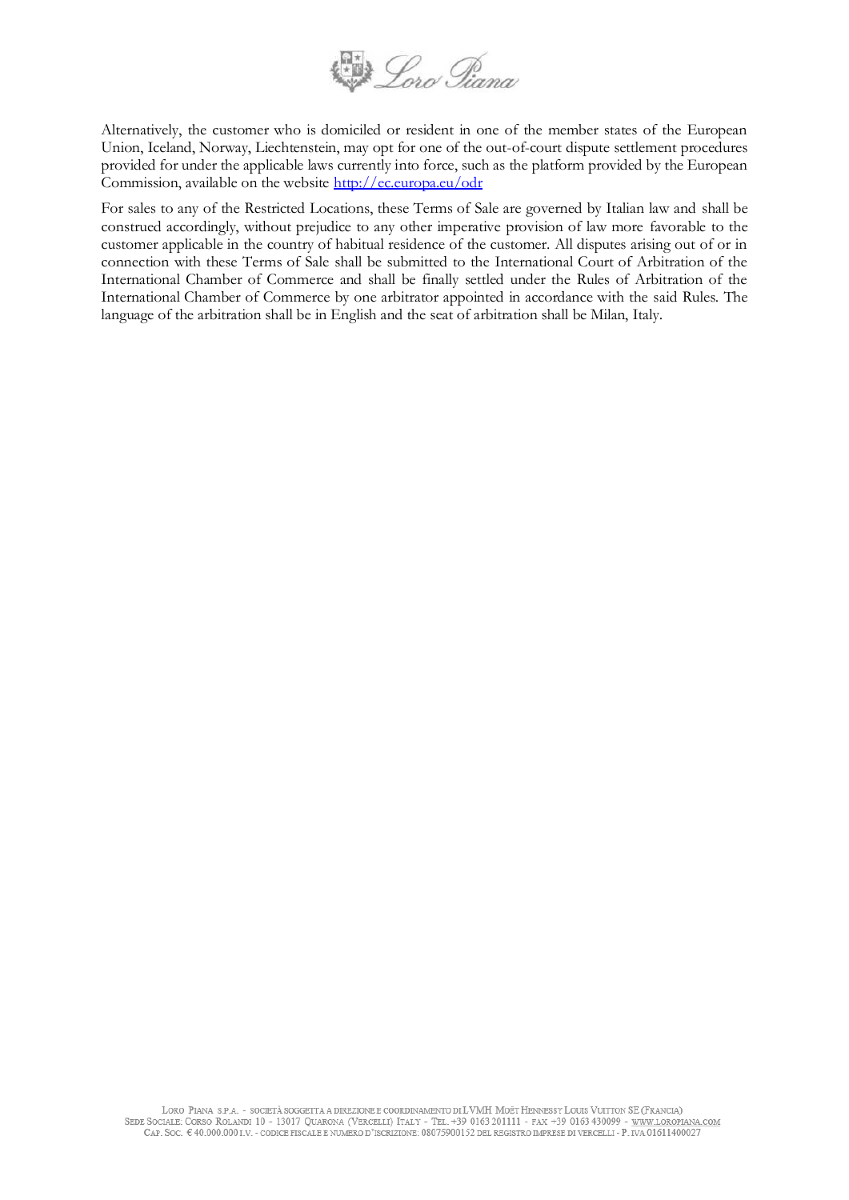Alternatively, the customer who is domiciled or resident in one of the member states of the European Union, Iceland, Norway, Liechtenstein, may opt for one of the out-of-court dispute settlement procedures provided for under the applicable laws currently into force, such as the platform provided by the European Commission, available on the website [http://ec.europa.eu/odr](http://ec.europa.eu/odr)

For sales to any of the Restricted Locations, these Terms of Sale are governed by Italian law and shall be construed accordingly, without prejudice to any other imperative provision of law more favorable to the customer applicable in the country of habitual residence of the customer. All disputes arising out of or in connection with these Terms of Sale shall be submitted to the International Court of Arbitration of the International Chamber of Commerce and shall be finally settled under the Rules of Arbitration of the International Chamber of Commerce by one arbitrator appointed in accordance with the said Rules. The language of the arbitration shall be in English and the seat of arbitration shall be Milan, Italy.